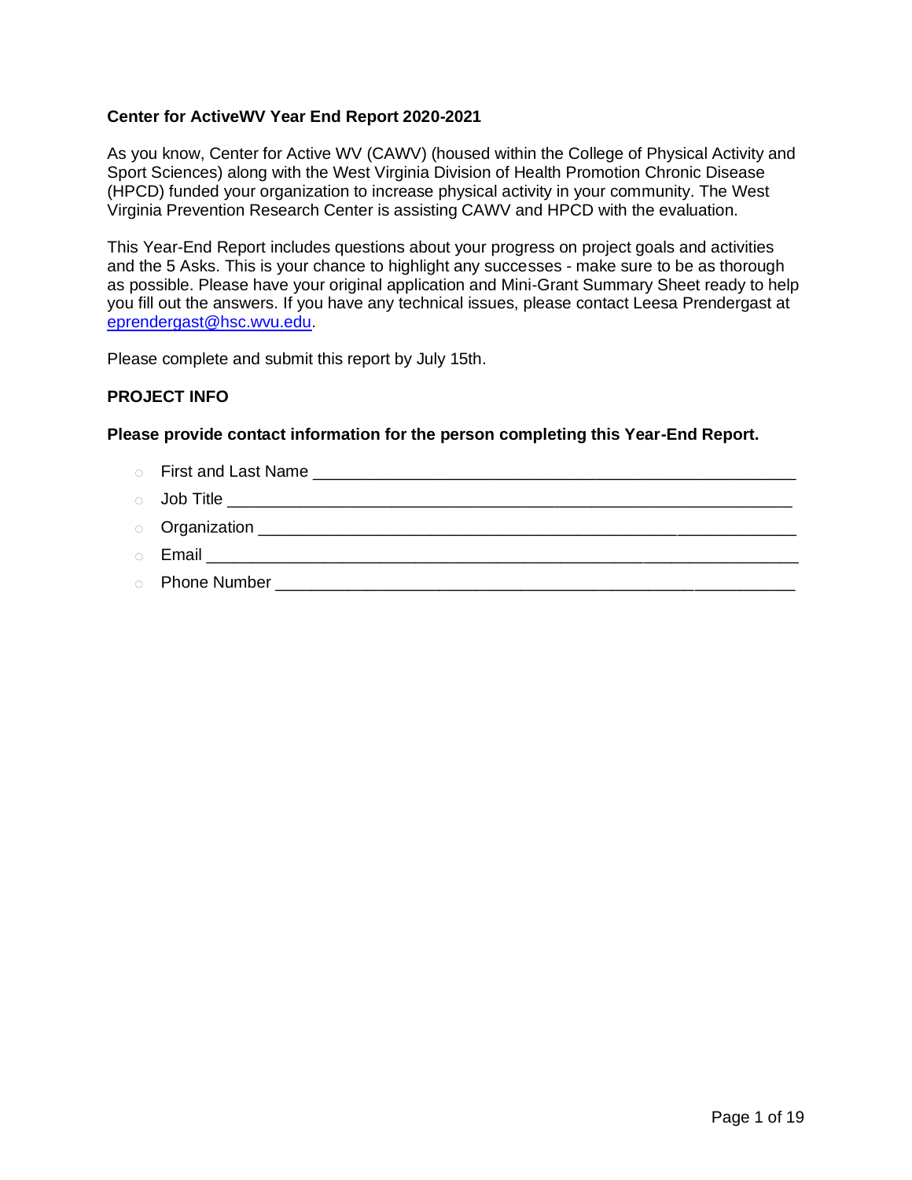**Center for ActiveWV Year End Report 2020-2021**

As you know, Center for Active WV (CAWV) (housed within the College of Physical Activity and Sport Sciences) along with the West Virginia Division of Health Promotion Chronic Disease (HPCD) funded your organization to increase physical activity in your community. The West Virginia Prevention Research Center is assisting CAWV and HPCD with the evaluation.

This Year-End Report includes questions about your progress on project goals and activities and the 5 Asks. This is your chance to highlight any successes - make sure to be as thorough as possible. Please have your original application and Mini-Grant Summary Sheet ready to help you fill out the answers. If you have any technical issues, please contact Leesa Prendergast at eprendergast@hsc.wvu.edu.

Please complete and submit this report by July 15th.

**PROJECT INFO**

**Please provide contact information for the person completing this Year-End Report.**

- First and Last Name ____________________________________________________
- Job Title ____________________________________________________________
- Organization _________________________________________________________
- Email _______________________________________________________________
- Phone Number ________________________________________________________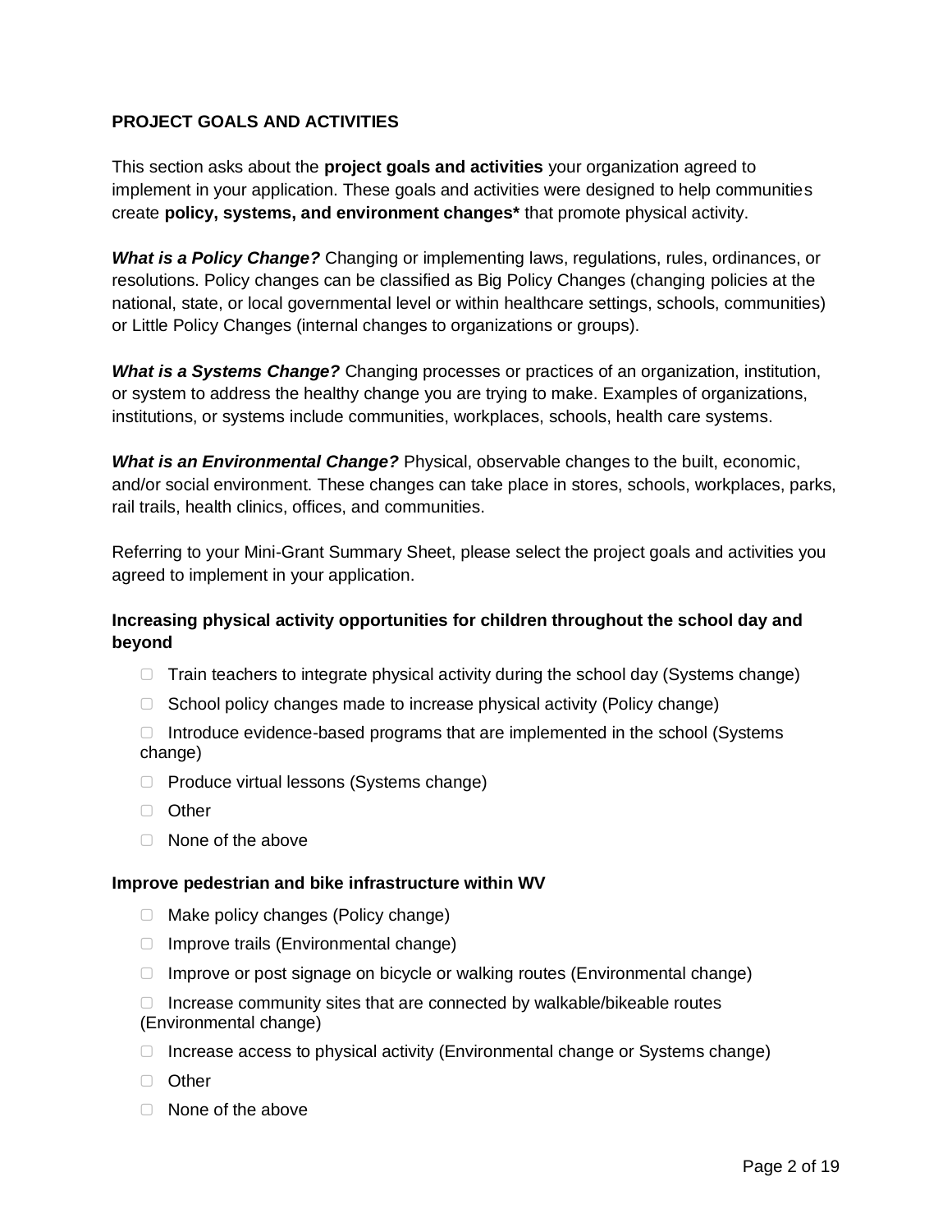## PROJECT GOALS AND ACTIVITIES

This section asks about the **project goals and activities** your organization agreed to implement in your application. These goals and activities were designed to help communities create **policy, systems, and environment changes*** that promote physical activity.

***What is a Policy Change?*** Changing or implementing laws, regulations, rules, ordinances, or resolutions. Policy changes can be classified as Big Policy Changes (changing policies at the national, state, or local governmental level or within healthcare settings, schools, communities) or Little Policy Changes (internal changes to organizations or groups).

***What is a Systems Change?*** Changing processes or practices of an organization, institution, or system to address the healthy change you are trying to make. Examples of organizations, institutions, or systems include communities, workplaces, schools, health care systems.

***What is an Environmental Change?*** Physical, observable changes to the built, economic, and/or social environment. These changes can take place in stores, schools, workplaces, parks, rail trails, health clinics, offices, and communities.

Referring to your Mini-Grant Summary Sheet, please select the project goals and activities you agreed to implement in your application.

**Increasing physical activity opportunities for children throughout the school day and beyond**

- ☐ Train teachers to integrate physical activity during the school day (Systems change)
- ☐ School policy changes made to increase physical activity (Policy change)
- ☐ Introduce evidence-based programs that are implemented in the school (Systems change)
- ☐ Produce virtual lessons (Systems change)
- ☐ Other
- ☐ None of the above

**Improve pedestrian and bike infrastructure within WV**

- ☐ Make policy changes (Policy change)
- ☐ Improve trails (Environmental change)
- ☐ Improve or post signage on bicycle or walking routes (Environmental change)
- ☐ Increase community sites that are connected by walkable/bikeable routes (Environmental change)
- ☐ Increase access to physical activity (Environmental change or Systems change)
- ☐ Other
- ☐ None of the above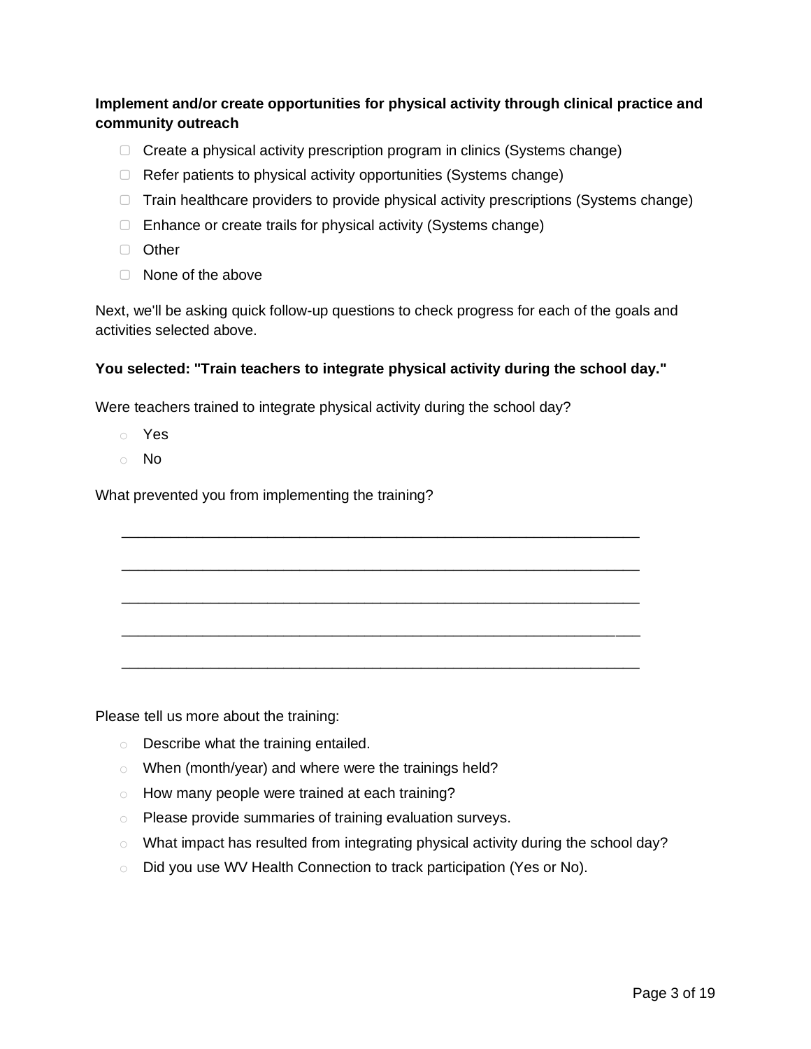**Implement and/or create opportunities for physical activity through clinical practice and community outreach**

- ☐ Create a physical activity prescription program in clinics (Systems change)
- ☐ Refer patients to physical activity opportunities (Systems change)
- ☐ Train healthcare providers to provide physical activity prescriptions (Systems change)
- ☐ Enhance or create trails for physical activity (Systems change)
- ☐ Other
- ☐ None of the above

Next, we'll be asking quick follow-up questions to check progress for each of the goals and activities selected above.

**You selected: "Train teachers to integrate physical activity during the school day."**

Were teachers trained to integrate physical activity during the school day?

- ○ Yes
- ○ No

What prevented you from implementing the training?

______________________________________________________________

______________________________________________________________

______________________________________________________________

______________________________________________________________

______________________________________________________________

Please tell us more about the training:

- ○ Describe what the training entailed.
- ○ When (month/year) and where were the trainings held?
- ○ How many people were trained at each training?
- ○ Please provide summaries of training evaluation surveys.
- ○ What impact has resulted from integrating physical activity during the school day?
- ○ Did you use WV Health Connection to track participation (Yes or No).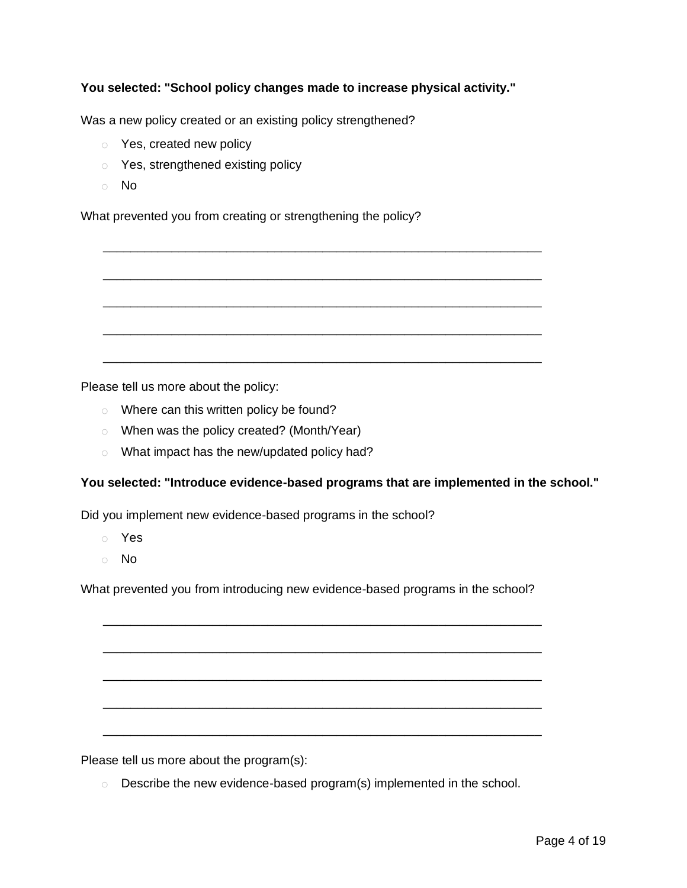**You selected: "School policy changes made to increase physical activity."**

Was a new policy created or an existing policy strengthened?

- Yes, created new policy
- Yes, strengthened existing policy
- No

What prevented you from creating or strengthening the policy?

_______________________________________________________________

_______________________________________________________________

_______________________________________________________________

_______________________________________________________________

_______________________________________________________________

Please tell us more about the policy:

- Where can this written policy be found?
- When was the policy created? (Month/Year)
- What impact has the new/updated policy had?

**You selected: "Introduce evidence-based programs that are implemented in the school."**

Did you implement new evidence-based programs in the school?

- Yes
- No

What prevented you from introducing new evidence-based programs in the school?

_______________________________________________________________

_______________________________________________________________

_______________________________________________________________

_______________________________________________________________

_______________________________________________________________

Please tell us more about the program(s):

- Describe the new evidence-based program(s) implemented in the school.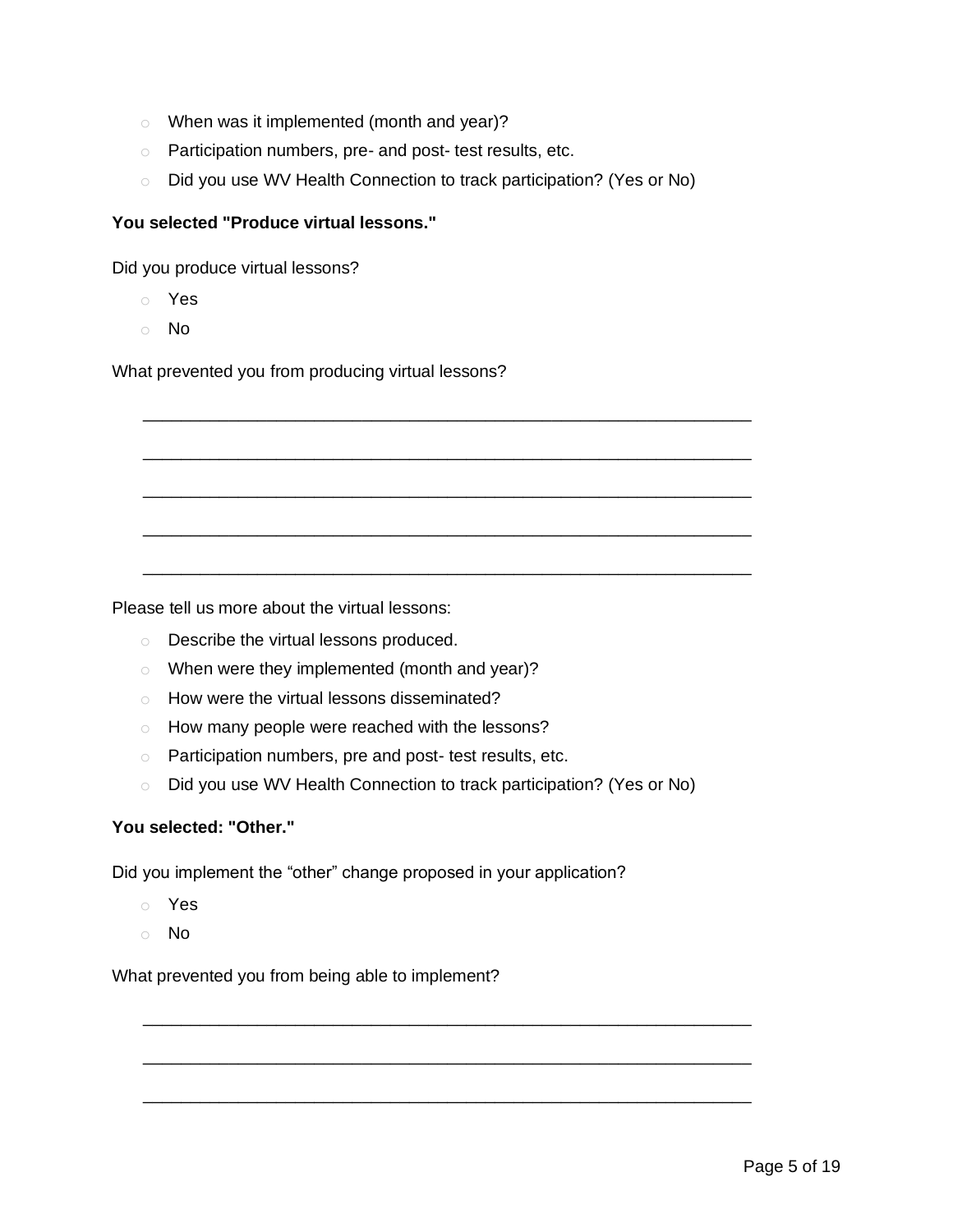- When was it implemented (month and year)?
- Participation numbers, pre- and post- test results, etc.
- Did you use WV Health Connection to track participation? (Yes or No)

**You selected "Produce virtual lessons."**

Did you produce virtual lessons?

- Yes
- No

What prevented you from producing virtual lessons?

_______________________________________________________________

_______________________________________________________________

_______________________________________________________________

_______________________________________________________________

_______________________________________________________________

Please tell us more about the virtual lessons:

- Describe the virtual lessons produced.
- When were they implemented (month and year)?
- How were the virtual lessons disseminated?
- How many people were reached with the lessons?
- Participation numbers, pre and post- test results, etc.
- Did you use WV Health Connection to track participation? (Yes or No)

**You selected: "Other."**

Did you implement the "other" change proposed in your application?

- Yes
- No

What prevented you from being able to implement?

_______________________________________________________________

_______________________________________________________________

_______________________________________________________________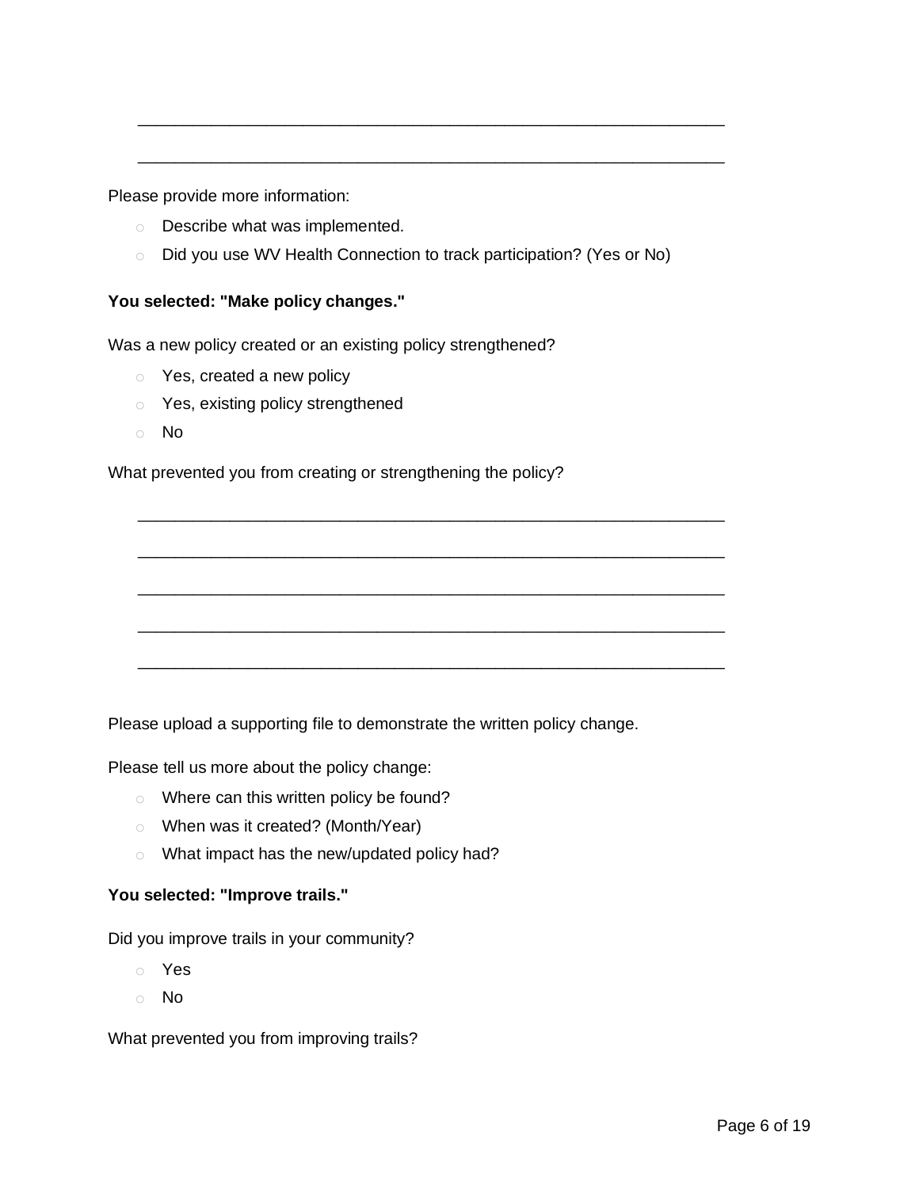\_\_\_\_\_\_\_\_\_\_\_\_\_\_\_\_\_\_\_\_\_\_\_\_\_\_\_\_\_\_\_\_\_\_\_\_\_\_\_\_\_\_\_\_\_\_\_\_\_\_\_\_\_\_\_\_\_\_\_\_\_\_\_\_

\_\_\_\_\_\_\_\_\_\_\_\_\_\_\_\_\_\_\_\_\_\_\_\_\_\_\_\_\_\_\_\_\_\_\_\_\_\_\_\_\_\_\_\_\_\_\_\_\_\_\_\_\_\_\_\_\_\_\_\_\_\_\_\_

Please provide more information:

- Describe what was implemented.
- Did you use WV Health Connection to track participation? (Yes or No)

**You selected: "Make policy changes."**

Was a new policy created or an existing policy strengthened?

- Yes, created a new policy
- Yes, existing policy strengthened
- No

What prevented you from creating or strengthening the policy?

\_\_\_\_\_\_\_\_\_\_\_\_\_\_\_\_\_\_\_\_\_\_\_\_\_\_\_\_\_\_\_\_\_\_\_\_\_\_\_\_\_\_\_\_\_\_\_\_\_\_\_\_\_\_\_\_\_\_\_\_\_\_\_\_

\_\_\_\_\_\_\_\_\_\_\_\_\_\_\_\_\_\_\_\_\_\_\_\_\_\_\_\_\_\_\_\_\_\_\_\_\_\_\_\_\_\_\_\_\_\_\_\_\_\_\_\_\_\_\_\_\_\_\_\_\_\_\_\_

\_\_\_\_\_\_\_\_\_\_\_\_\_\_\_\_\_\_\_\_\_\_\_\_\_\_\_\_\_\_\_\_\_\_\_\_\_\_\_\_\_\_\_\_\_\_\_\_\_\_\_\_\_\_\_\_\_\_\_\_\_\_\_\_

\_\_\_\_\_\_\_\_\_\_\_\_\_\_\_\_\_\_\_\_\_\_\_\_\_\_\_\_\_\_\_\_\_\_\_\_\_\_\_\_\_\_\_\_\_\_\_\_\_\_\_\_\_\_\_\_\_\_\_\_\_\_\_\_

\_\_\_\_\_\_\_\_\_\_\_\_\_\_\_\_\_\_\_\_\_\_\_\_\_\_\_\_\_\_\_\_\_\_\_\_\_\_\_\_\_\_\_\_\_\_\_\_\_\_\_\_\_\_\_\_\_\_\_\_\_\_\_\_

Please upload a supporting file to demonstrate the written policy change.

Please tell us more about the policy change:

- Where can this written policy be found?
- When was it created? (Month/Year)
- What impact has the new/updated policy had?

**You selected: "Improve trails."**

Did you improve trails in your community?

- Yes
- No

What prevented you from improving trails?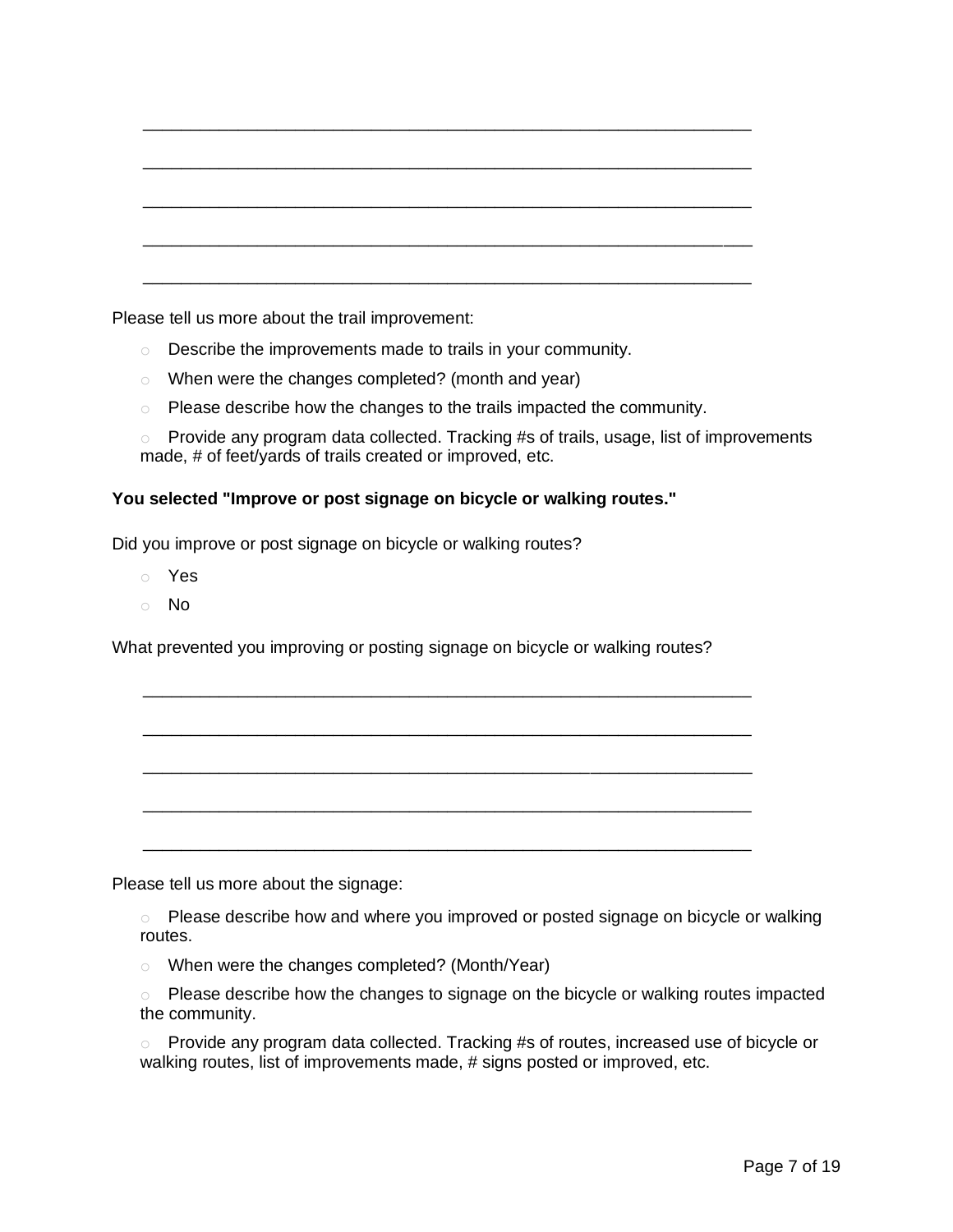\_\_\_\_\_\_\_\_\_\_\_\_\_\_\_\_\_\_\_\_\_\_\_\_\_\_\_\_\_\_\_\_\_\_\_\_\_\_\_\_\_\_\_\_\_\_\_\_\_\_\_\_\_\_\_\_\_\_\_\_\_\_\_\_\_\_

\_\_\_\_\_\_\_\_\_\_\_\_\_\_\_\_\_\_\_\_\_\_\_\_\_\_\_\_\_\_\_\_\_\_\_\_\_\_\_\_\_\_\_\_\_\_\_\_\_\_\_\_\_\_\_\_\_\_\_\_\_\_\_\_\_\_

\_\_\_\_\_\_\_\_\_\_\_\_\_\_\_\_\_\_\_\_\_\_\_\_\_\_\_\_\_\_\_\_\_\_\_\_\_\_\_\_\_\_\_\_\_\_\_\_\_\_\_\_\_\_\_\_\_\_\_\_\_\_\_\_\_\_

\_\_\_\_\_\_\_\_\_\_\_\_\_\_\_\_\_\_\_\_\_\_\_\_\_\_\_\_\_\_\_\_\_\_\_\_\_\_\_\_\_\_\_\_\_\_\_\_\_\_\_\_\_\_\_\_\_\_\_\_\_\_\_\_\_\_

\_\_\_\_\_\_\_\_\_\_\_\_\_\_\_\_\_\_\_\_\_\_\_\_\_\_\_\_\_\_\_\_\_\_\_\_\_\_\_\_\_\_\_\_\_\_\_\_\_\_\_\_\_\_\_\_\_\_\_\_\_\_\_\_\_\_

Please tell us more about the trail improvement:

- Describe the improvements made to trails in your community.
- When were the changes completed? (month and year)
- Please describe how the changes to the trails impacted the community.
- Provide any program data collected. Tracking #s of trails, usage, list of improvements made, # of feet/yards of trails created or improved, etc.

**You selected "Improve or post signage on bicycle or walking routes."**

Did you improve or post signage on bicycle or walking routes?

- Yes
- No

What prevented you improving or posting signage on bicycle or walking routes?

\_\_\_\_\_\_\_\_\_\_\_\_\_\_\_\_\_\_\_\_\_\_\_\_\_\_\_\_\_\_\_\_\_\_\_\_\_\_\_\_\_\_\_\_\_\_\_\_\_\_\_\_\_\_\_\_\_\_\_\_\_\_\_\_\_\_

\_\_\_\_\_\_\_\_\_\_\_\_\_\_\_\_\_\_\_\_\_\_\_\_\_\_\_\_\_\_\_\_\_\_\_\_\_\_\_\_\_\_\_\_\_\_\_\_\_\_\_\_\_\_\_\_\_\_\_\_\_\_\_\_\_\_

\_\_\_\_\_\_\_\_\_\_\_\_\_\_\_\_\_\_\_\_\_\_\_\_\_\_\_\_\_\_\_\_\_\_\_\_\_\_\_\_\_\_\_\_\_\_\_\_\_\_\_\_\_\_\_\_\_\_\_\_\_\_\_\_\_\_

\_\_\_\_\_\_\_\_\_\_\_\_\_\_\_\_\_\_\_\_\_\_\_\_\_\_\_\_\_\_\_\_\_\_\_\_\_\_\_\_\_\_\_\_\_\_\_\_\_\_\_\_\_\_\_\_\_\_\_\_\_\_\_\_\_\_

\_\_\_\_\_\_\_\_\_\_\_\_\_\_\_\_\_\_\_\_\_\_\_\_\_\_\_\_\_\_\_\_\_\_\_\_\_\_\_\_\_\_\_\_\_\_\_\_\_\_\_\_\_\_\_\_\_\_\_\_\_\_\_\_\_\_

Please tell us more about the signage:

- Please describe how and where you improved or posted signage on bicycle or walking routes.
- When were the changes completed? (Month/Year)
- Please describe how the changes to signage on the bicycle or walking routes impacted the community.
- Provide any program data collected. Tracking #s of routes, increased use of bicycle or walking routes, list of improvements made, # signs posted or improved, etc.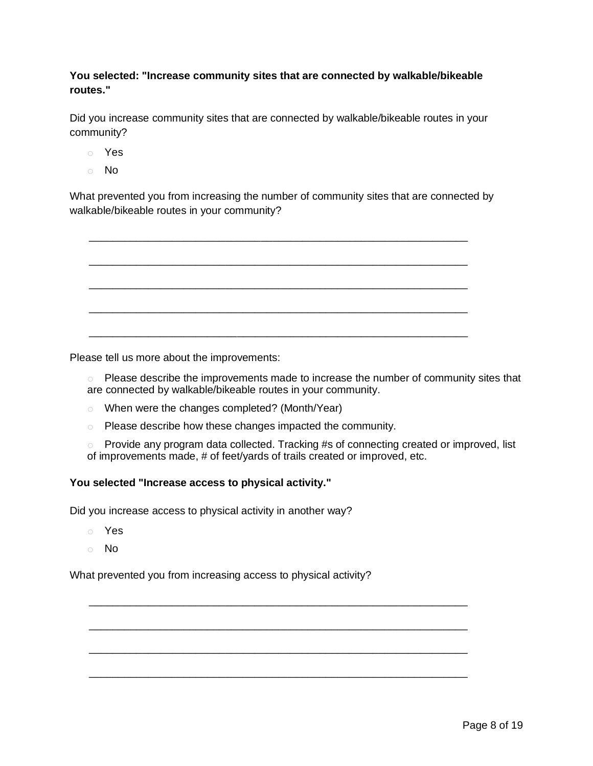**You selected: "Increase community sites that are connected by walkable/bikeable routes."**

Did you increase community sites that are connected by walkable/bikeable routes in your community?

- Yes
- No

What prevented you from increasing the number of community sites that are connected by walkable/bikeable routes in your community?

_______________________________________________________________

_______________________________________________________________

_______________________________________________________________

_______________________________________________________________

_______________________________________________________________

Please tell us more about the improvements:

- Please describe the improvements made to increase the number of community sites that are connected by walkable/bikeable routes in your community.
- When were the changes completed? (Month/Year)
- Please describe how these changes impacted the community.
- Provide any program data collected. Tracking #s of connecting created or improved, list of improvements made, # of feet/yards of trails created or improved, etc.

**You selected "Increase access to physical activity."**

Did you increase access to physical activity in another way?

- Yes
- No

What prevented you from increasing access to physical activity?

_______________________________________________________________

_______________________________________________________________

_______________________________________________________________

_______________________________________________________________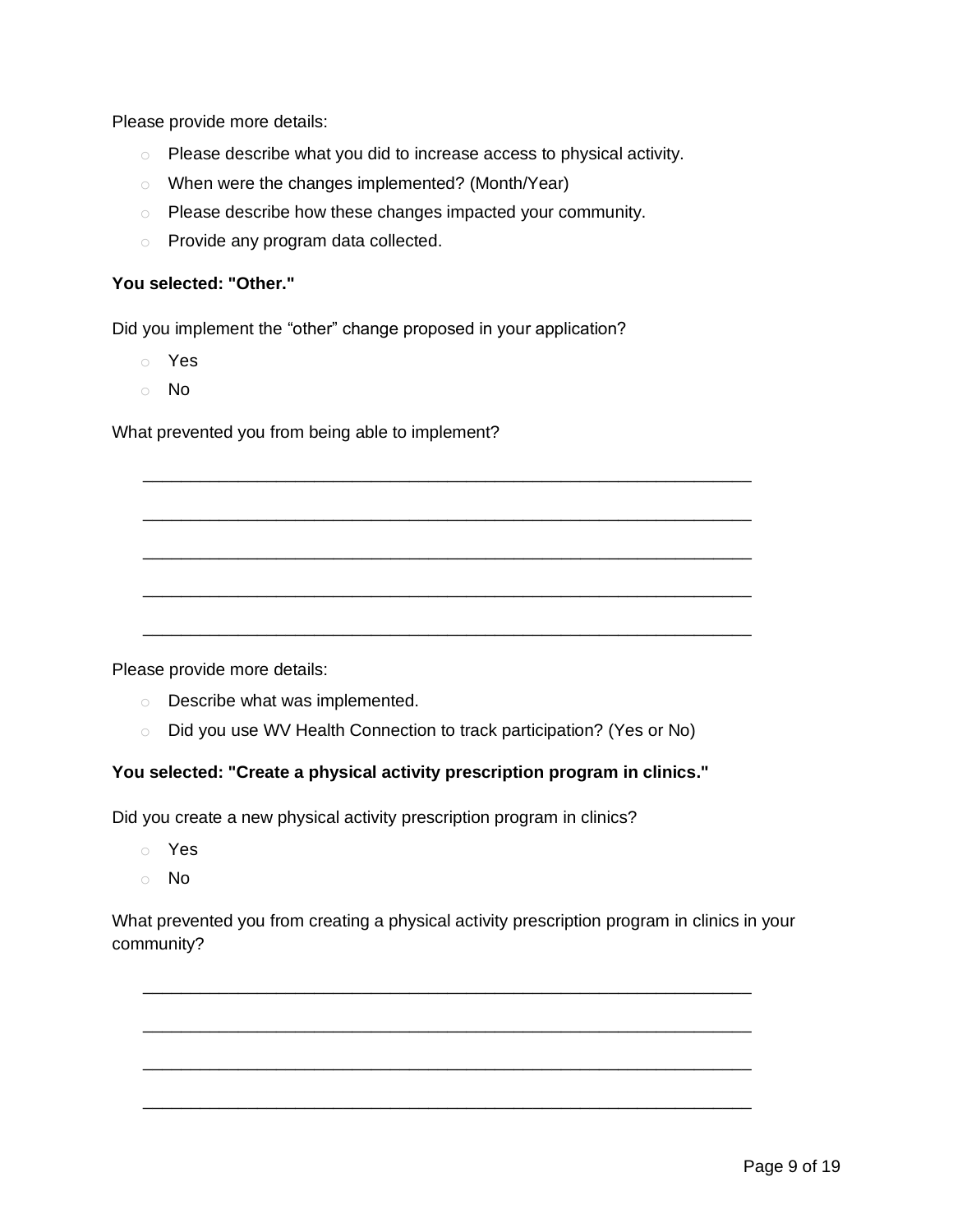Please provide more details:

- Please describe what you did to increase access to physical activity.
- When were the changes implemented? (Month/Year)
- Please describe how these changes impacted your community.
- Provide any program data collected.

**You selected: "Other."**

Did you implement the "other" change proposed in your application?

- Yes
- No

What prevented you from being able to implement?

_______________________________________________________________

_______________________________________________________________

_______________________________________________________________

_______________________________________________________________

_______________________________________________________________

Please provide more details:

- Describe what was implemented.
- Did you use WV Health Connection to track participation? (Yes or No)

**You selected: "Create a physical activity prescription program in clinics."**

Did you create a new physical activity prescription program in clinics?

- Yes
- No

What prevented you from creating a physical activity prescription program in clinics in your community?

_______________________________________________________________

_______________________________________________________________

_______________________________________________________________

_______________________________________________________________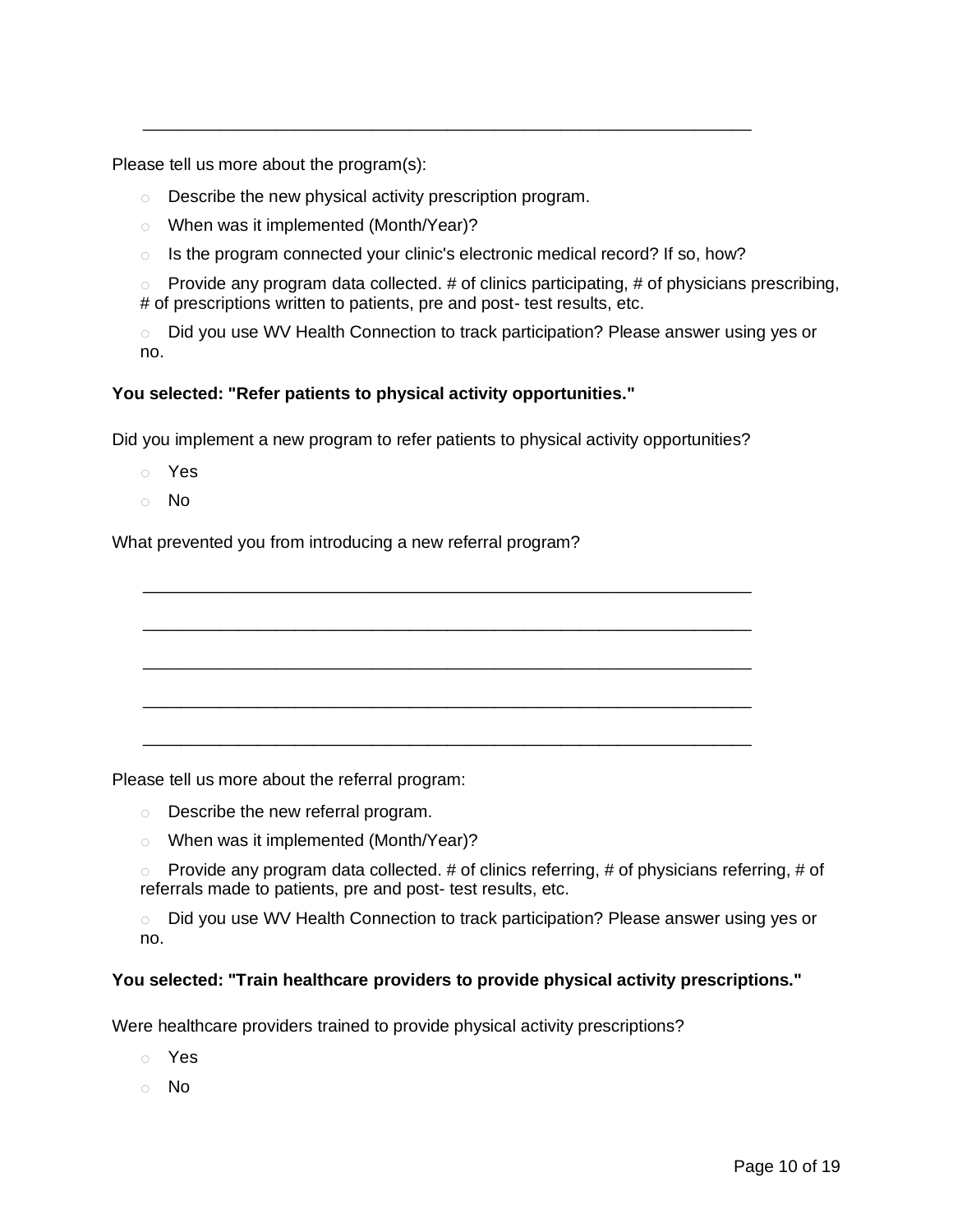\_\_\_\_\_\_\_\_\_\_\_\_\_\_\_\_\_\_\_\_\_\_\_\_\_\_\_\_\_\_\_\_\_\_\_\_\_\_\_\_\_\_\_\_\_\_\_\_\_\_\_\_\_\_\_\_\_\_\_\_\_\_\_\_

Please tell us more about the program(s):

- Describe the new physical activity prescription program.
- When was it implemented (Month/Year)?
- Is the program connected your clinic's electronic medical record? If so, how?
- Provide any program data collected. # of clinics participating, # of physicians prescribing, # of prescriptions written to patients, pre and post- test results, etc.
- Did you use WV Health Connection to track participation? Please answer using yes or no.

**You selected: "Refer patients to physical activity opportunities."**

Did you implement a new program to refer patients to physical activity opportunities?

- Yes
- No

What prevented you from introducing a new referral program?

\_\_\_\_\_\_\_\_\_\_\_\_\_\_\_\_\_\_\_\_\_\_\_\_\_\_\_\_\_\_\_\_\_\_\_\_\_\_\_\_\_\_\_\_\_\_\_\_\_\_\_\_\_\_\_\_\_\_\_\_\_\_\_\_

\_\_\_\_\_\_\_\_\_\_\_\_\_\_\_\_\_\_\_\_\_\_\_\_\_\_\_\_\_\_\_\_\_\_\_\_\_\_\_\_\_\_\_\_\_\_\_\_\_\_\_\_\_\_\_\_\_\_\_\_\_\_\_\_

\_\_\_\_\_\_\_\_\_\_\_\_\_\_\_\_\_\_\_\_\_\_\_\_\_\_\_\_\_\_\_\_\_\_\_\_\_\_\_\_\_\_\_\_\_\_\_\_\_\_\_\_\_\_\_\_\_\_\_\_\_\_\_\_

\_\_\_\_\_\_\_\_\_\_\_\_\_\_\_\_\_\_\_\_\_\_\_\_\_\_\_\_\_\_\_\_\_\_\_\_\_\_\_\_\_\_\_\_\_\_\_\_\_\_\_\_\_\_\_\_\_\_\_\_\_\_\_\_

\_\_\_\_\_\_\_\_\_\_\_\_\_\_\_\_\_\_\_\_\_\_\_\_\_\_\_\_\_\_\_\_\_\_\_\_\_\_\_\_\_\_\_\_\_\_\_\_\_\_\_\_\_\_\_\_\_\_\_\_\_\_\_\_

Please tell us more about the referral program:

- Describe the new referral program.
- When was it implemented (Month/Year)?
- Provide any program data collected. # of clinics referring, # of physicians referring, # of referrals made to patients, pre and post- test results, etc.
- Did you use WV Health Connection to track participation? Please answer using yes or no.

**You selected: "Train healthcare providers to provide physical activity prescriptions."**

Were healthcare providers trained to provide physical activity prescriptions?

- Yes
- No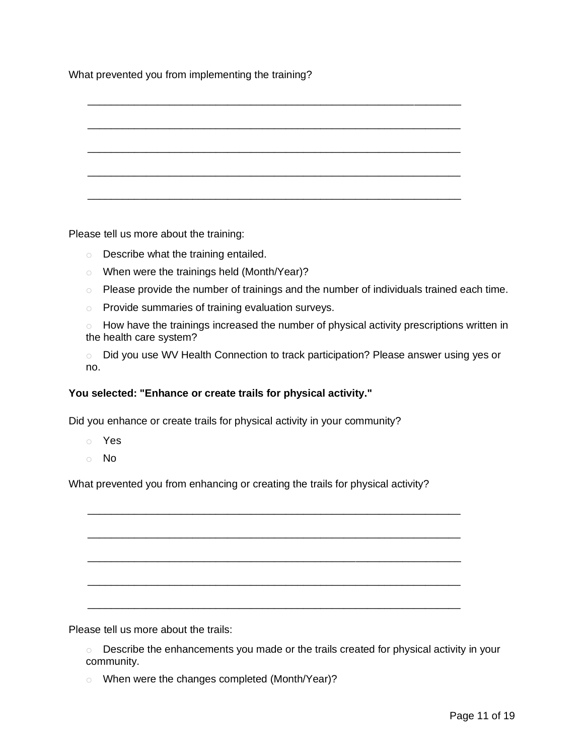What prevented you from implementing the training?

_______________________________________________________________

_______________________________________________________________

_______________________________________________________________

_______________________________________________________________

_______________________________________________________________

Please tell us more about the training:

- Describe what the training entailed.
- When were the trainings held (Month/Year)?
- Please provide the number of trainings and the number of individuals trained each time.
- Provide summaries of training evaluation surveys.
- How have the trainings increased the number of physical activity prescriptions written in the health care system?
- Did you use WV Health Connection to track participation? Please answer using yes or no.

**You selected: "Enhance or create trails for physical activity."**

Did you enhance or create trails for physical activity in your community?

- Yes
- No

What prevented you from enhancing or creating the trails for physical activity?

_______________________________________________________________

_______________________________________________________________

_______________________________________________________________

_______________________________________________________________

_______________________________________________________________

Please tell us more about the trails:

- Describe the enhancements you made or the trails created for physical activity in your community.
- When were the changes completed (Month/Year)?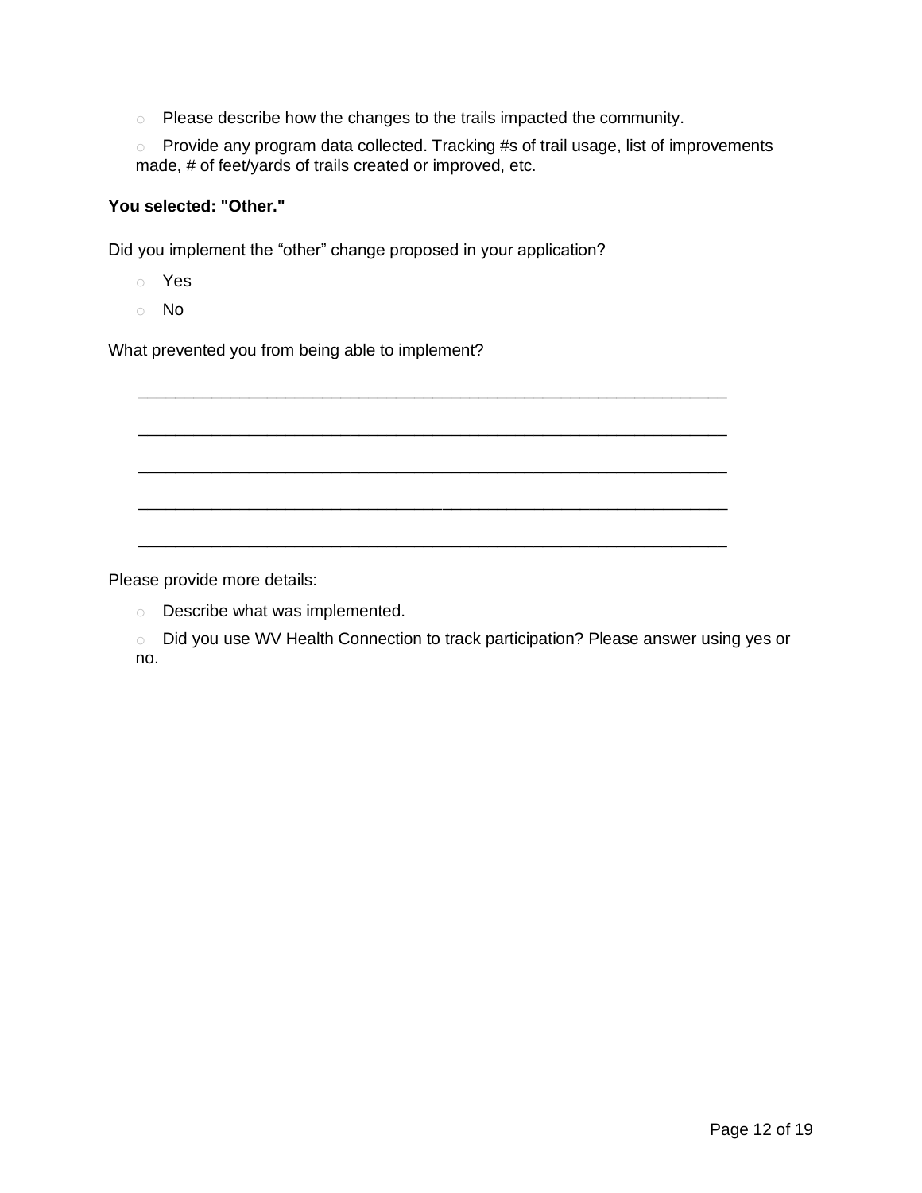- Please describe how the changes to the trails impacted the community.
- Provide any program data collected. Tracking #s of trail usage, list of improvements made, # of feet/yards of trails created or improved, etc.

**You selected: "Other."**

Did you implement the "other" change proposed in your application?

- Yes
- No

What prevented you from being able to implement?

_______________________________________________________________

_______________________________________________________________

_______________________________________________________________

_______________________________________________________________

_______________________________________________________________

Please provide more details:

- Describe what was implemented.
- Did you use WV Health Connection to track participation? Please answer using yes or no.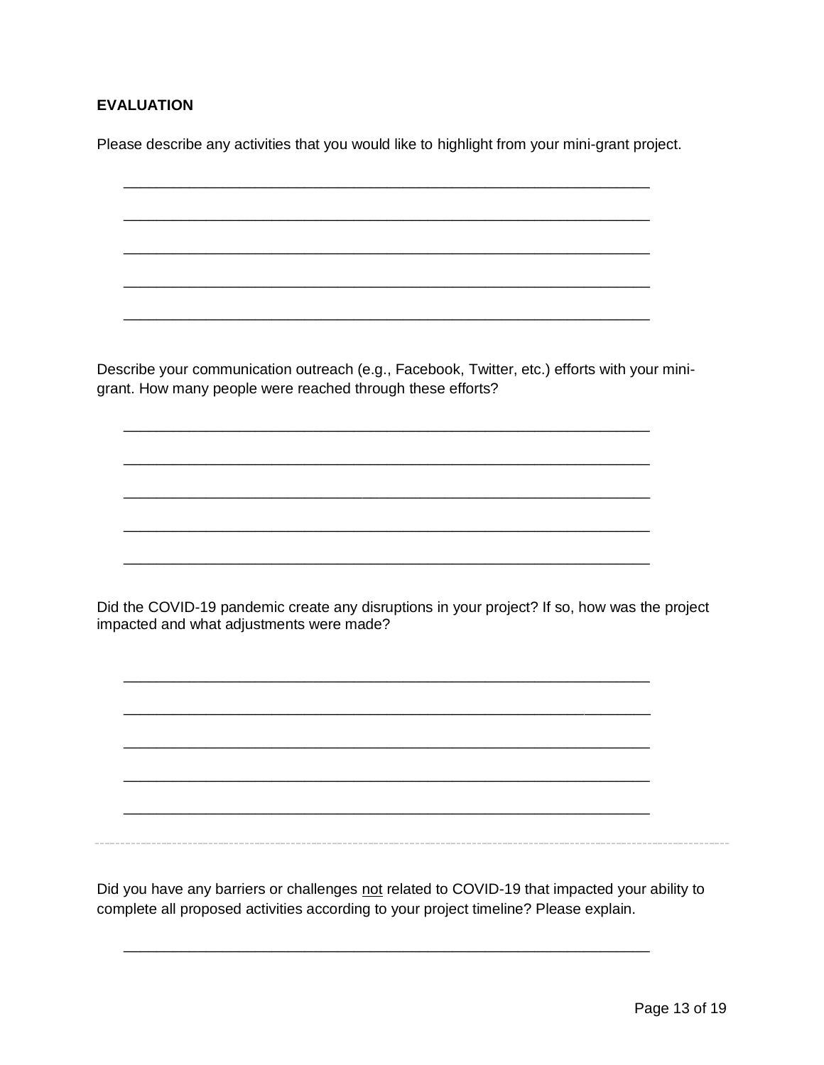**EVALUATION**

Please describe any activities that you would like to highlight from your mini-grant project.

_______________________________________________________________

_______________________________________________________________

_______________________________________________________________

_______________________________________________________________

_______________________________________________________________

Describe your communication outreach (e.g., Facebook, Twitter, etc.) efforts with your mini-grant. How many people were reached through these efforts?

_______________________________________________________________

_______________________________________________________________

_______________________________________________________________

_______________________________________________________________

_______________________________________________________________

Did the COVID-19 pandemic create any disruptions in your project? If so, how was the project impacted and what adjustments were made?

_______________________________________________________________

_______________________________________________________________

_______________________________________________________________

_______________________________________________________________

_______________________________________________________________

---

Did you have any barriers or challenges <u>not</u> related to COVID-19 that impacted your ability to complete all proposed activities according to your project timeline? Please explain.

_______________________________________________________________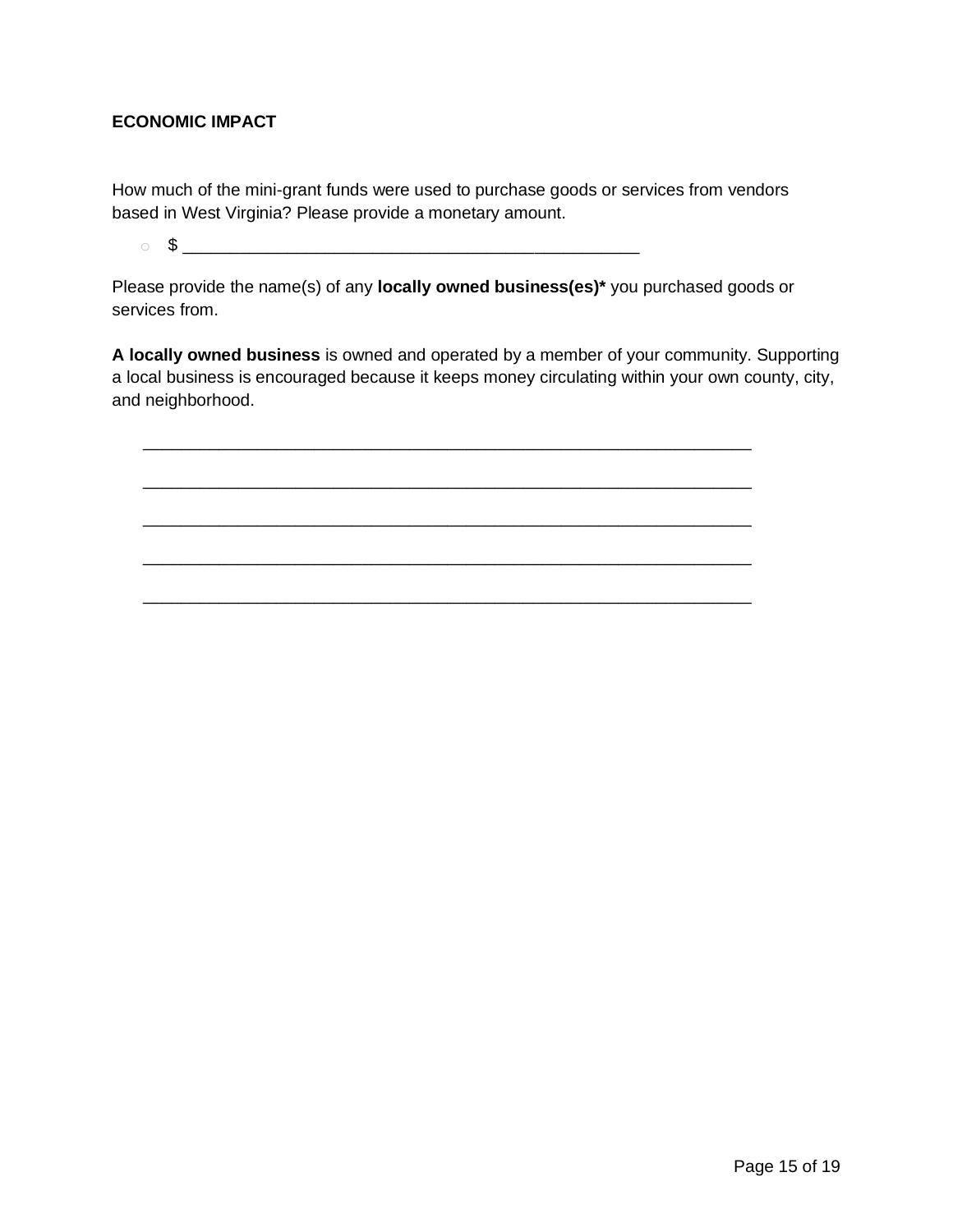**ECONOMIC IMPACT**

How much of the mini-grant funds were used to purchase goods or services from vendors based in West Virginia? Please provide a monetary amount.

- $ _______________________________________________

Please provide the name(s) of any **locally owned business(es)*** you purchased goods or services from.

**A locally owned business** is owned and operated by a member of your community. Supporting a local business is encouraged because it keeps money circulating within your own county, city, and neighborhood.

_______________________________________________________________

_______________________________________________________________

_______________________________________________________________

_______________________________________________________________

_______________________________________________________________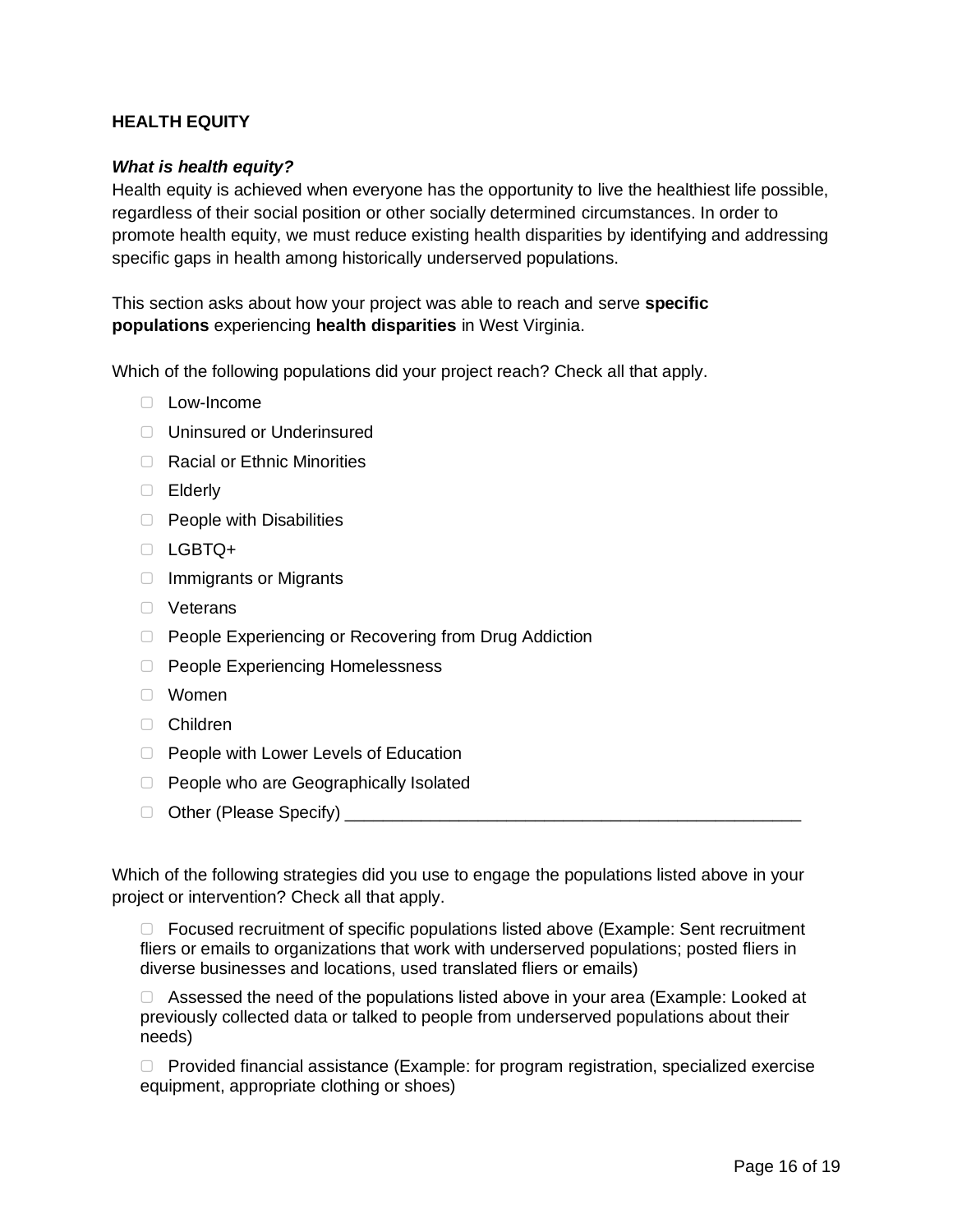**HEALTH EQUITY**

***What is health equity?***

Health equity is achieved when everyone has the opportunity to live the healthiest life possible, regardless of their social position or other socially determined circumstances. In order to promote health equity, we must reduce existing health disparities by identifying and addressing specific gaps in health among historically underserved populations.

This section asks about how your project was able to reach and serve **specific populations** experiencing **health disparities** in West Virginia.

Which of the following populations did your project reach? Check all that apply.

- ☐ Low-Income
- ☐ Uninsured or Underinsured
- ☐ Racial or Ethnic Minorities
- ☐ Elderly
- ☐ People with Disabilities
- ☐ LGBTQ+
- ☐ Immigrants or Migrants
- ☐ Veterans
- ☐ People Experiencing or Recovering from Drug Addiction
- ☐ People Experiencing Homelessness
- ☐ Women
- ☐ Children
- ☐ People with Lower Levels of Education
- ☐ People who are Geographically Isolated
- ☐ Other (Please Specify) ______________________________________________

Which of the following strategies did you use to engage the populations listed above in your project or intervention? Check all that apply.

☐ Focused recruitment of specific populations listed above (Example: Sent recruitment fliers or emails to organizations that work with underserved populations; posted fliers in diverse businesses and locations, used translated fliers or emails)

☐ Assessed the need of the populations listed above in your area (Example: Looked at previously collected data or talked to people from underserved populations about their needs)

☐ Provided financial assistance (Example: for program registration, specialized exercise equipment, appropriate clothing or shoes)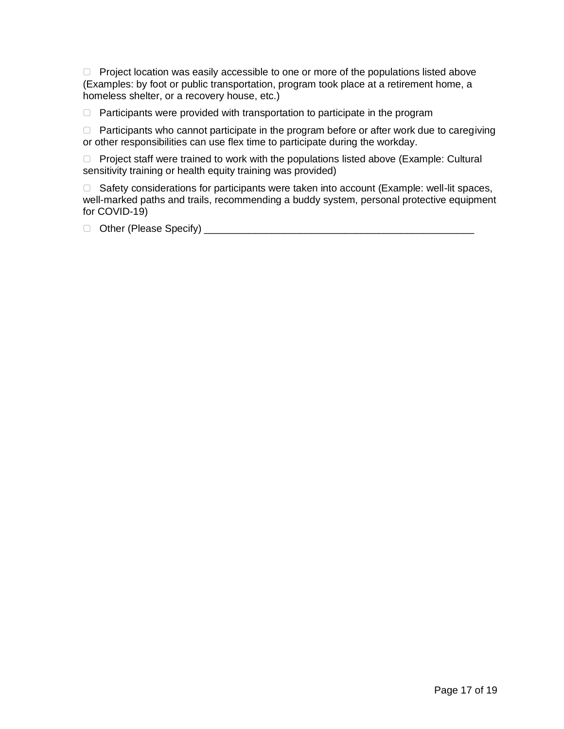- ☐ Project location was easily accessible to one or more of the populations listed above (Examples: by foot or public transportation, program took place at a retirement home, a homeless shelter, or a recovery house, etc.)
- ☐ Participants were provided with transportation to participate in the program
- ☐ Participants who cannot participate in the program before or after work due to caregiving or other responsibilities can use flex time to participate during the workday.
- ☐ Project staff were trained to work with the populations listed above (Example: Cultural sensitivity training or health equity training was provided)
- ☐ Safety considerations for participants were taken into account (Example: well-lit spaces, well-marked paths and trails, recommending a buddy system, personal protective equipment for COVID-19)
- ☐ Other (Please Specify) _______________________________________________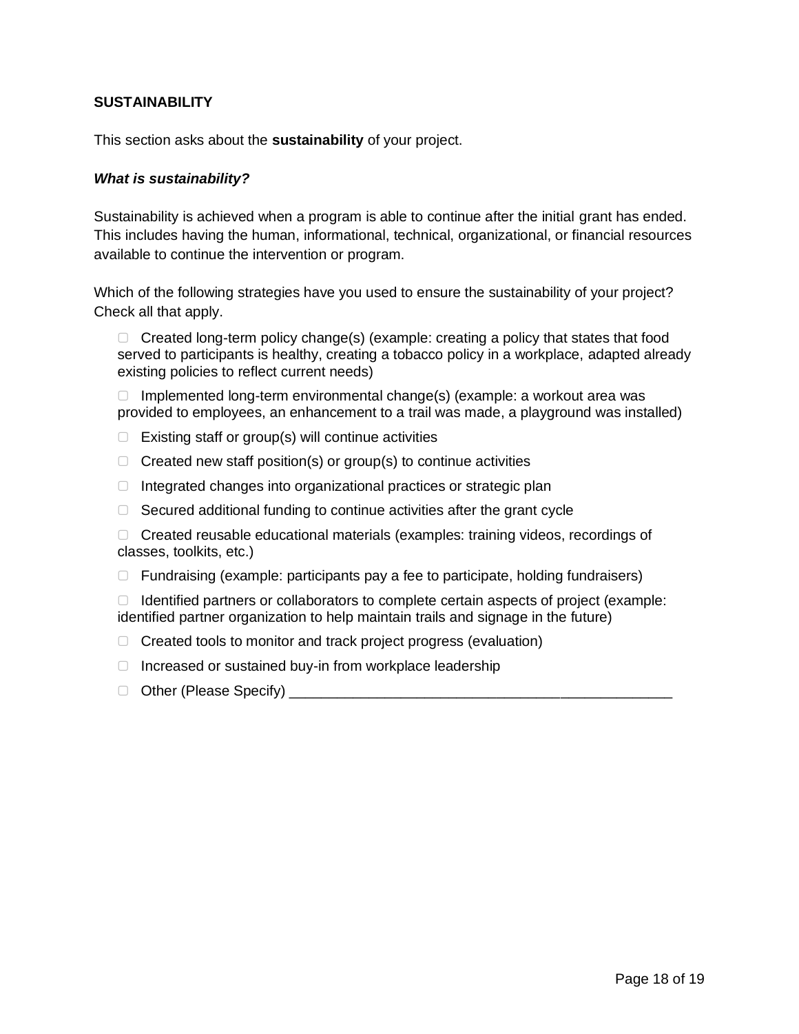**SUSTAINABILITY**

This section asks about the **sustainability** of your project.

***What is sustainability?***

Sustainability is achieved when a program is able to continue after the initial grant has ended. This includes having the human, informational, technical, organizational, or financial resources available to continue the intervention or program.

Which of the following strategies have you used to ensure the sustainability of your project? Check all that apply.

- ☐ Created long-term policy change(s) (example: creating a policy that states that food served to participants is healthy, creating a tobacco policy in a workplace, adapted already existing policies to reflect current needs)
- ☐ Implemented long-term environmental change(s) (example: a workout area was provided to employees, an enhancement to a trail was made, a playground was installed)
- ☐ Existing staff or group(s) will continue activities
- ☐ Created new staff position(s) or group(s) to continue activities
- ☐ Integrated changes into organizational practices or strategic plan
- ☐ Secured additional funding to continue activities after the grant cycle
- ☐ Created reusable educational materials (examples: training videos, recordings of classes, toolkits, etc.)
- ☐ Fundraising (example: participants pay a fee to participate, holding fundraisers)
- ☐ Identified partners or collaborators to complete certain aspects of project (example: identified partner organization to help maintain trails and signage in the future)
- ☐ Created tools to monitor and track project progress (evaluation)
- ☐ Increased or sustained buy-in from workplace leadership
- ☐ Other (Please Specify) ________________________________________________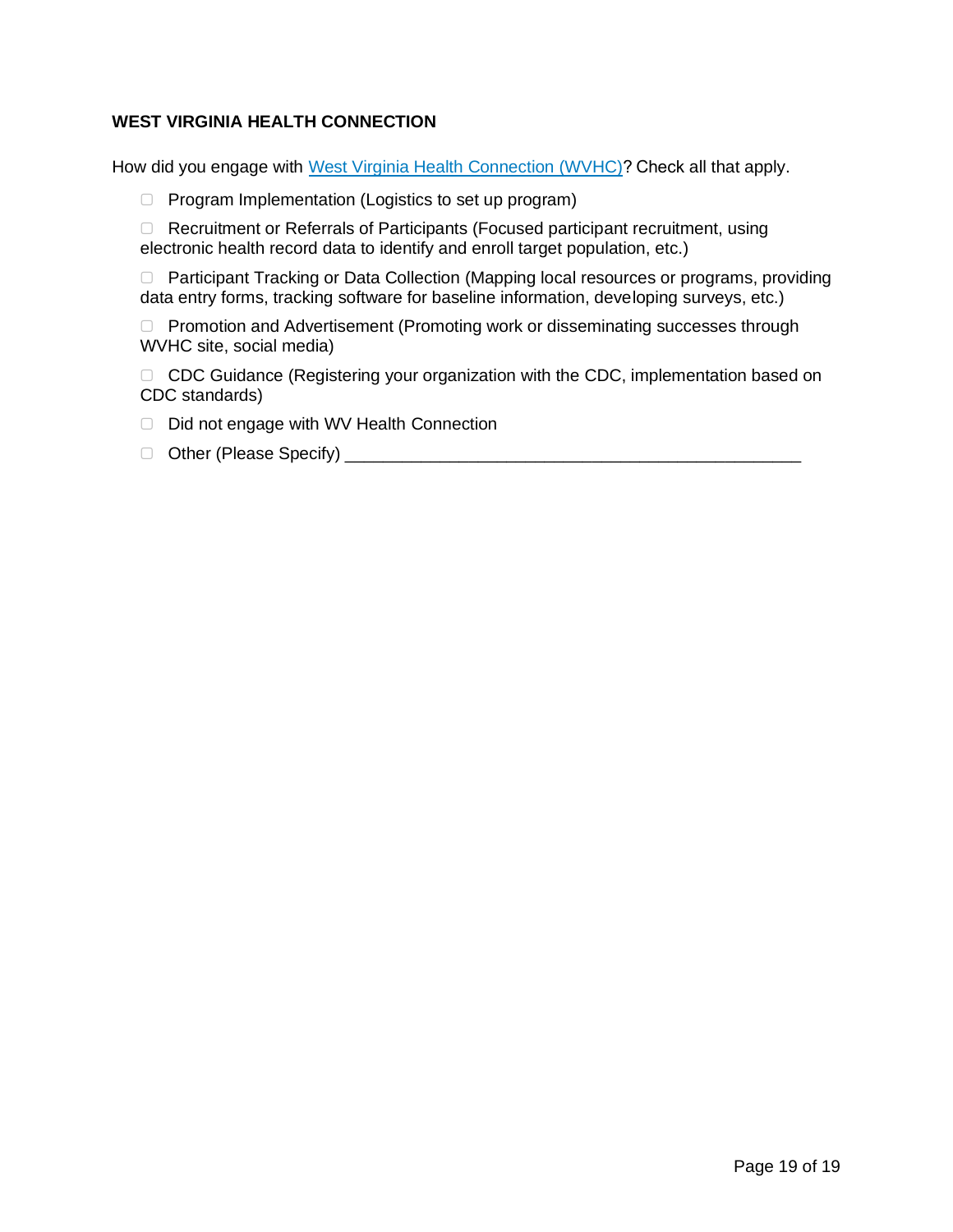## WEST VIRGINIA HEALTH CONNECTION

How did you engage with [West Virginia Health Connection (WVHC)]? Check all that apply.

- ☐ Program Implementation (Logistics to set up program)
- ☐ Recruitment or Referrals of Participants (Focused participant recruitment, using electronic health record data to identify and enroll target population, etc.)
- ☐ Participant Tracking or Data Collection (Mapping local resources or programs, providing data entry forms, tracking software for baseline information, developing surveys, etc.)
- ☐ Promotion and Advertisement (Promoting work or disseminating successes through WVHC site, social media)
- ☐ CDC Guidance (Registering your organization with the CDC, implementation based on CDC standards)
- ☐ Did not engage with WV Health Connection
- ☐ Other (Please Specify) ________________________________________________